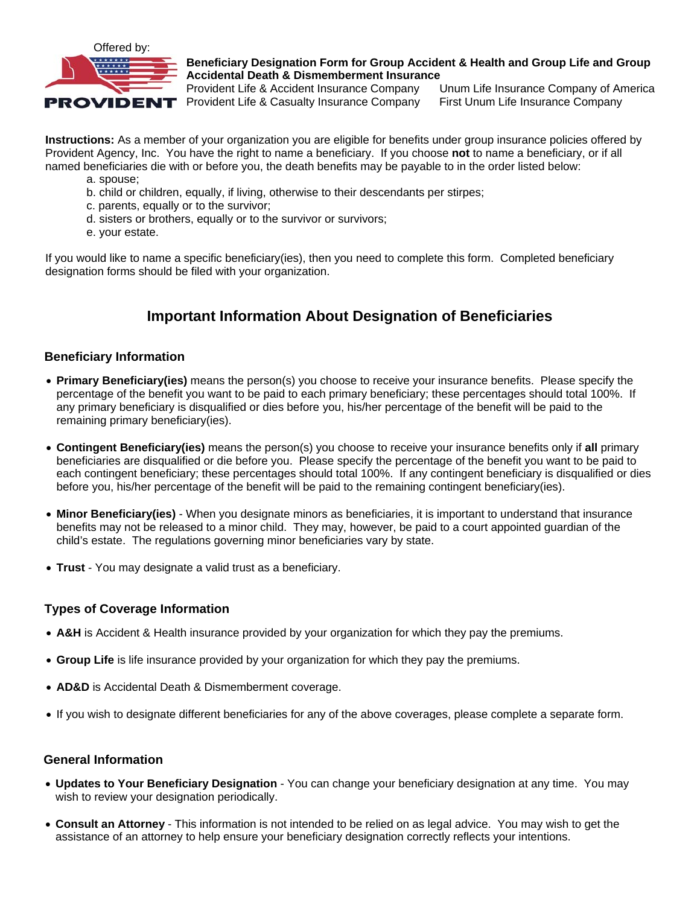Offered by:

PROVIDENT

**Beneficiary Designation Form for Group Accident & Health and Group Life and Group Accidental Death & Dismemberment Insurance**

Provident Life & Accident Insurance Company
Provident Life & Casualty Insurance Company
Unum Life Insurance Company of America
First Unum Life Insurance Company

**Instructions:** As a member of your organization you are eligible for benefits under group insurance policies offered by Provident Agency, Inc. You have the right to name a beneficiary. If you choose **not** to name a beneficiary, or if all named beneficiaries die with or before you, the death benefits may be payable to in the order listed below:

a. spouse;
b. child or children, equally, if living, otherwise to their descendants per stirpes;
c. parents, equally or to the survivor;
d. sisters or brothers, equally or to the survivor or survivors;
e. your estate.

If you would like to name a specific beneficiary(ies), then you need to complete this form. Completed beneficiary designation forms should be filed with your organization.

## Important Information About Designation of Beneficiaries

### Beneficiary Information

- **Primary Beneficiary(ies)** means the person(s) you choose to receive your insurance benefits. Please specify the percentage of the benefit you want to be paid to each primary beneficiary; these percentages should total 100%. If any primary beneficiary is disqualified or dies before you, his/her percentage of the benefit will be paid to the remaining primary beneficiary(ies).
- **Contingent Beneficiary(ies)** means the person(s) you choose to receive your insurance benefits only if **all** primary beneficiaries are disqualified or die before you. Please specify the percentage of the benefit you want to be paid to each contingent beneficiary; these percentages should total 100%. If any contingent beneficiary is disqualified or dies before you, his/her percentage of the benefit will be paid to the remaining contingent beneficiary(ies).
- **Minor Beneficiary(ies)** - When you designate minors as beneficiaries, it is important to understand that insurance benefits may not be released to a minor child. They may, however, be paid to a court appointed guardian of the child's estate. The regulations governing minor beneficiaries vary by state.
- **Trust** - You may designate a valid trust as a beneficiary.

### Types of Coverage Information

- **A&H** is Accident & Health insurance provided by your organization for which they pay the premiums.
- **Group Life** is life insurance provided by your organization for which they pay the premiums.
- **AD&D** is Accidental Death & Dismemberment coverage.
- If you wish to designate different beneficiaries for any of the above coverages, please complete a separate form.

### General Information

- **Updates to Your Beneficiary Designation** - You can change your beneficiary designation at any time. You may wish to review your designation periodically.
- **Consult an Attorney** - This information is not intended to be relied on as legal advice. You may wish to get the assistance of an attorney to help ensure your beneficiary designation correctly reflects your intentions.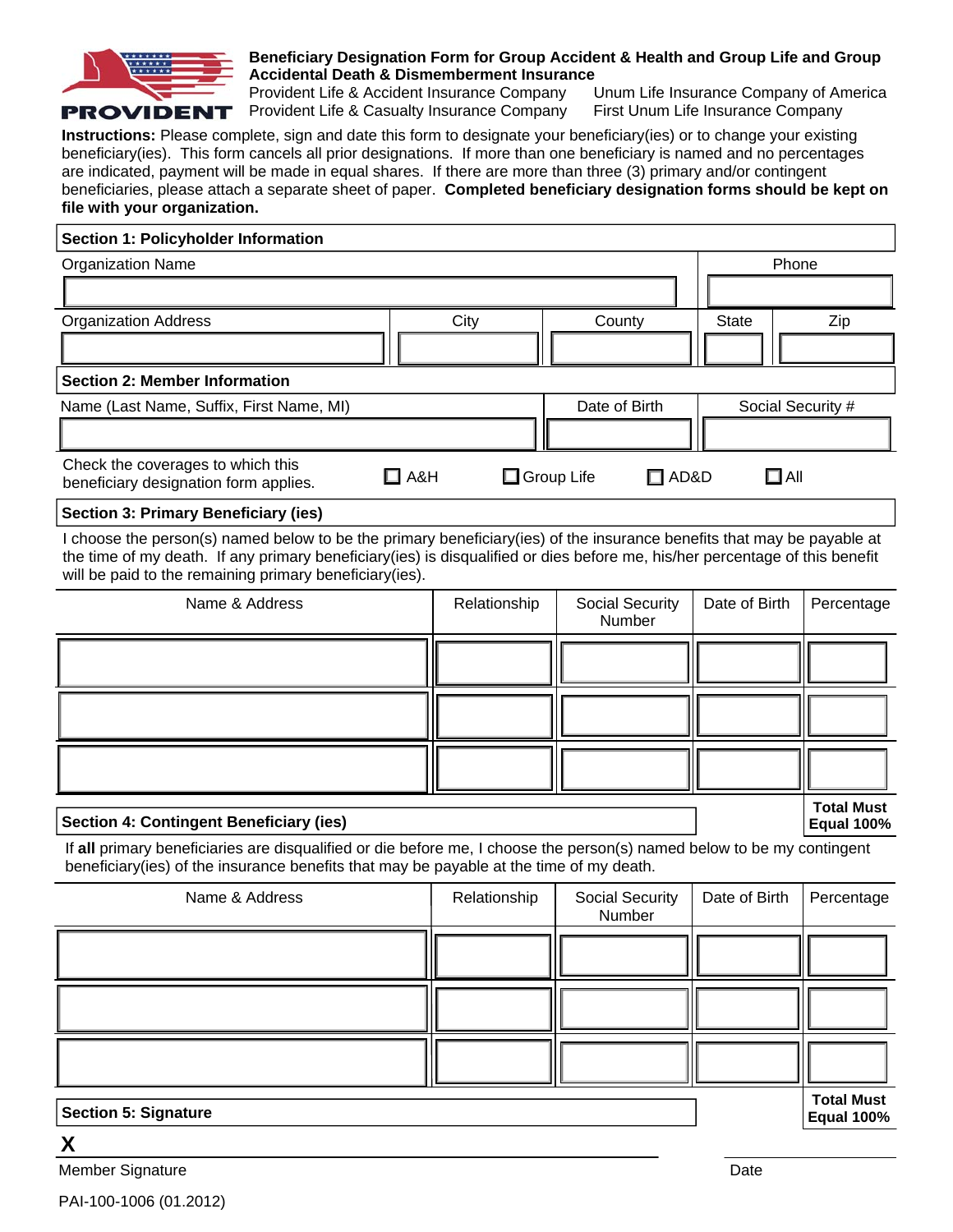**Beneficiary Designation Form for Group Accident & Health and Group Life and Group Accidental Death & Dismemberment Insurance**

Provident Life & Accident Insurance Company
Provident Life & Casualty Insurance Company
Unum Life Insurance Company of America
First Unum Life Insurance Company

**Instructions:** Please complete, sign and date this form to designate your beneficiary(ies) or to change your existing beneficiary(ies). This form cancels all prior designations. If more than one beneficiary is named and no percentages are indicated, payment will be made in equal shares. If there are more than three (3) primary and/or contingent beneficiaries, please attach a separate sheet of paper. **Completed beneficiary designation forms should be kept on file with your organization.**

## Section 1: Policyholder Information

| Organization Name | Phone |
|---|---|
| | |

| Organization Address | City | County | State | Zip |
|---|---|---|---|---|
| | | | | |

## Section 2: Member Information

| Name (Last Name, Suffix, First Name, MI) | Date of Birth | Social Security # |
|---|---|---|
| | | |

Check the coverages to which this beneficiary designation form applies. ☐ A&H ☐ Group Life ☐ AD&D ☐ All

## Section 3: Primary Beneficiary (ies)

I choose the person(s) named below to be the primary beneficiary(ies) of the insurance benefits that may be payable at the time of my death. If any primary beneficiary(ies) is disqualified or dies before me, his/her percentage of this benefit will be paid to the remaining primary beneficiary(ies).

| Name & Address | Relationship | Social Security Number | Date of Birth | Percentage |
|---|---|---|---|---|
| | | | | |
| | | | | |
| | | | | |
| | | | | **Total Must Equal 100%** |

## Section 4: Contingent Beneficiary (ies)

If **all** primary beneficiaries are disqualified or die before me, I choose the person(s) named below to be my contingent beneficiary(ies) of the insurance benefits that may be payable at the time of my death.

| Name & Address | Relationship | Social Security Number | Date of Birth | Percentage |
|---|---|---|---|---|
| | | | | |
| | | | | |
| | | | | |
| | | | | **Total Must Equal 100%** |

## Section 5: Signature

**X** ______________________________

Member Signature

Date

PAI-100-1006 (01.2012)